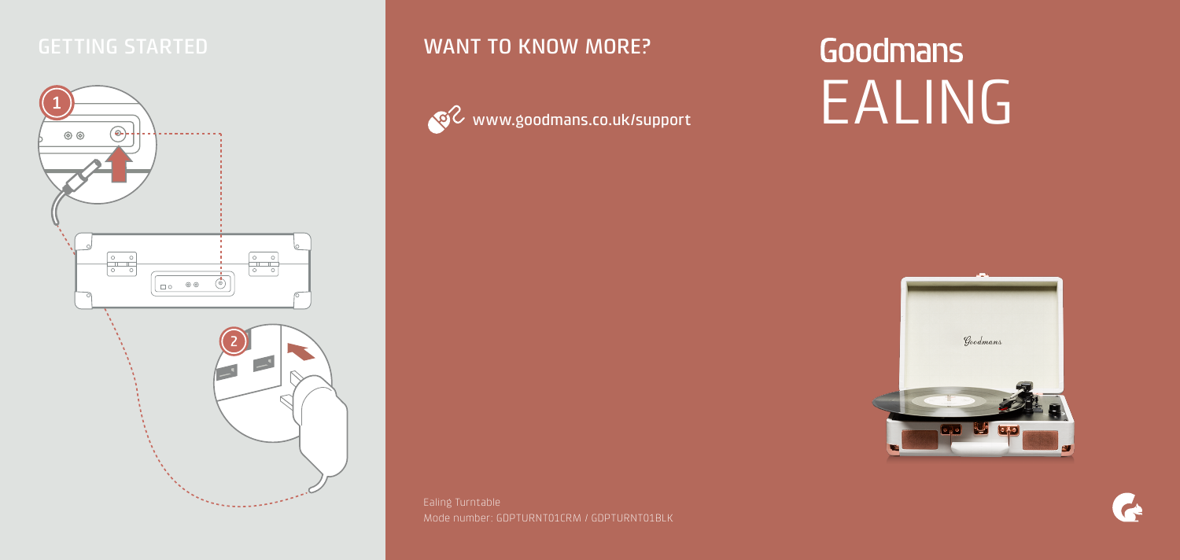## GETTING STARTED

1

2

## WANT TO KNOW MORE?

www.goodmans.co.uk/support

# Goodmans EALING

Ealing Turntable
Mode number: GDPTURNT01CRM / GDPTURNT01BLK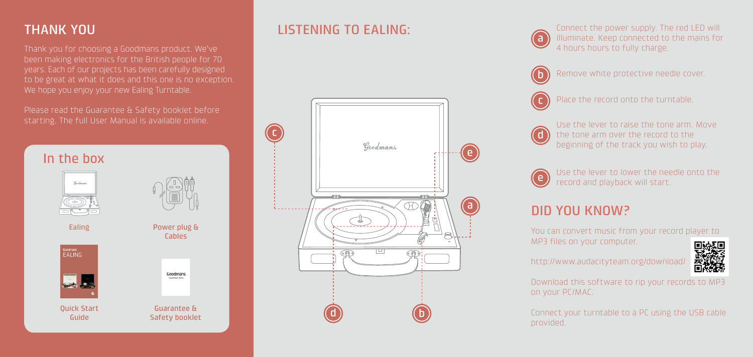## THANK YOU

Thank you for choosing a Goodmans product. We've been making electronics for the British people for 70 years. Each of our projects has been carefully designed to be great at what it does and this one is no exception. We hope you enjoy your new Ealing Turntable.

Please read the Guarantee & Safety booklet before starting. The full User Manual is available online.

### In the box

Ealing

Power plug & Cables

Quick Start Guide

Guarantee & Safety booklet

## LISTENING TO EALING:

a. Connect the power supply. The red LED will illuminate. Keep connected to the mains for 4 hours hours to fully charge.

b. Remove white protective needle cover.

c. Place the record onto the turntable.

d. Use the lever to raise the tone arm. Move the tone arm over the record to the beginning of the track you wish to play.

e. Use the lever to lower the needle onto the record and playback will start.

## DID YOU KNOW?

You can convert music from your record player to MP3 files on your computer.

http://www.audacityteam.org/download/

Download this software to rip your records to MP3 on your PC/MAC.

Connect your turntable to a PC using the USB cable provided.